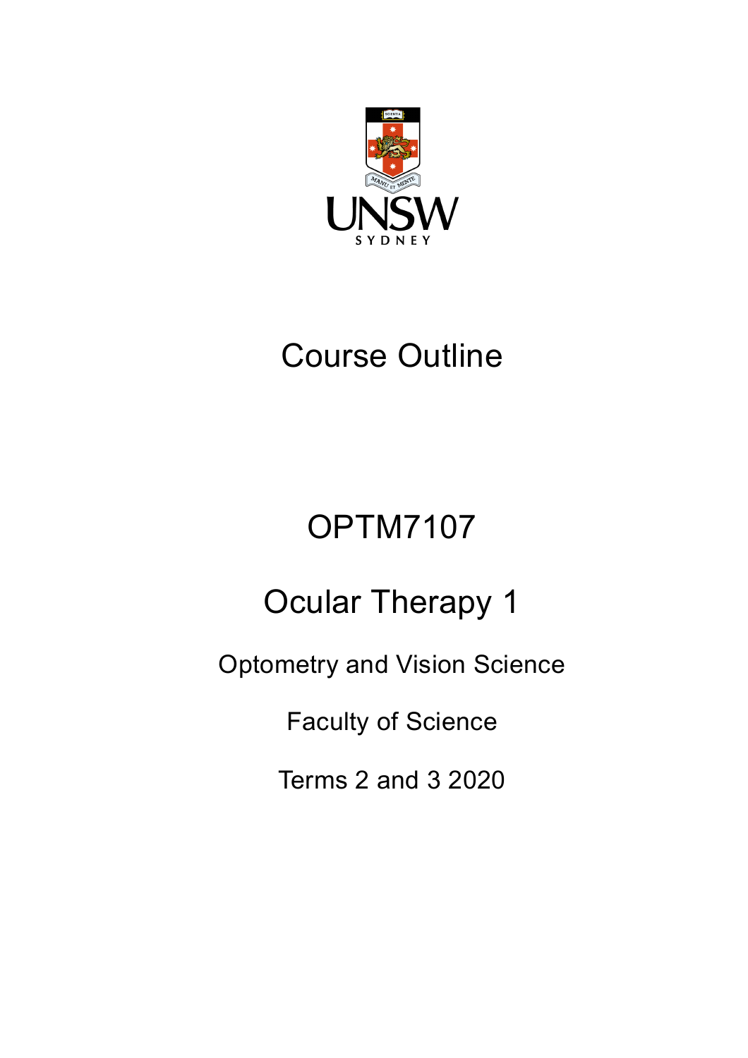# Course Outline

# OPTM7107

# Ocular Therapy 1

Optometry and Vision Science

Faculty of Science

Terms 2 and 3 2020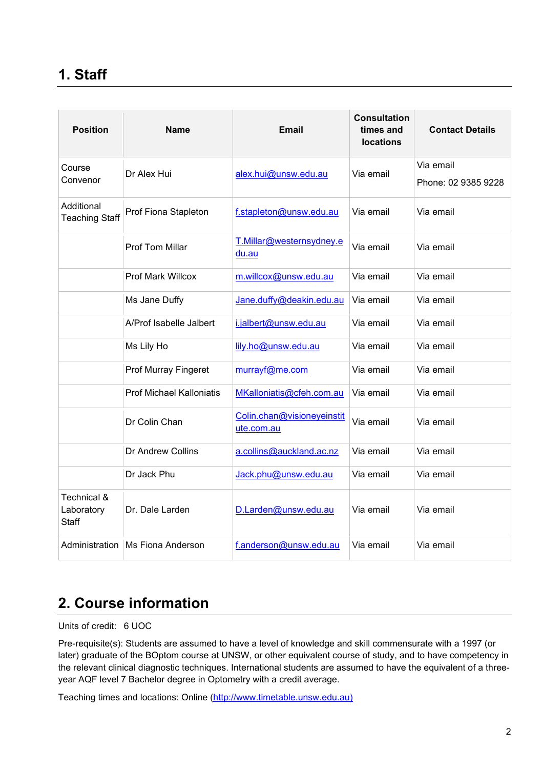## 1. Staff

| Position | Name | Email | Consultation times and locations | Contact Details |
|---|---|---|---|---|
| Course Convenor | Dr Alex Hui | alex.hui@unsw.edu.au | Via email | Via email<br>Phone: 02 9385 9228 |
| Additional Teaching Staff | Prof Fiona Stapleton | f.stapleton@unsw.edu.au | Via email | Via email |
| | Prof Tom Millar | T.Millar@westernsydney.edu.au | Via email | Via email |
| | Prof Mark Willcox | m.willcox@unsw.edu.au | Via email | Via email |
| | Ms Jane Duffy | Jane.duffy@deakin.edu.au | Via email | Via email |
| | A/Prof Isabelle Jalbert | i.jalbert@unsw.edu.au | Via email | Via email |
| | Ms Lily Ho | lily.ho@unsw.edu.au | Via email | Via email |
| | Prof Murray Fingeret | murrayf@me.com | Via email | Via email |
| | Prof Michael Kalloniatis | MKalloniatis@cfeh.com.au | Via email | Via email |
| | Dr Colin Chan | Colin.chan@visioneyeinstitute.com.au | Via email | Via email |
| | Dr Andrew Collins | a.collins@auckland.ac.nz | Via email | Via email |
| | Dr Jack Phu | Jack.phu@unsw.edu.au | Via email | Via email |
| Technical & Laboratory Staff | Dr. Dale Larden | D.Larden@unsw.edu.au | Via email | Via email |
| Administration | Ms Fiona Anderson | f.anderson@unsw.edu.au | Via email | Via email |

## 2. Course information

Units of credit: 6 UOC

Pre-requisite(s): Students are assumed to have a level of knowledge and skill commensurate with a 1997 (or later) graduate of the BOptom course at UNSW, or other equivalent course of study, and to have competency in the relevant clinical diagnostic techniques. International students are assumed to have the equivalent of a three-year AQF level 7 Bachelor degree in Optometry with a credit average.

Teaching times and locations: Online (http://www.timetable.unsw.edu.au)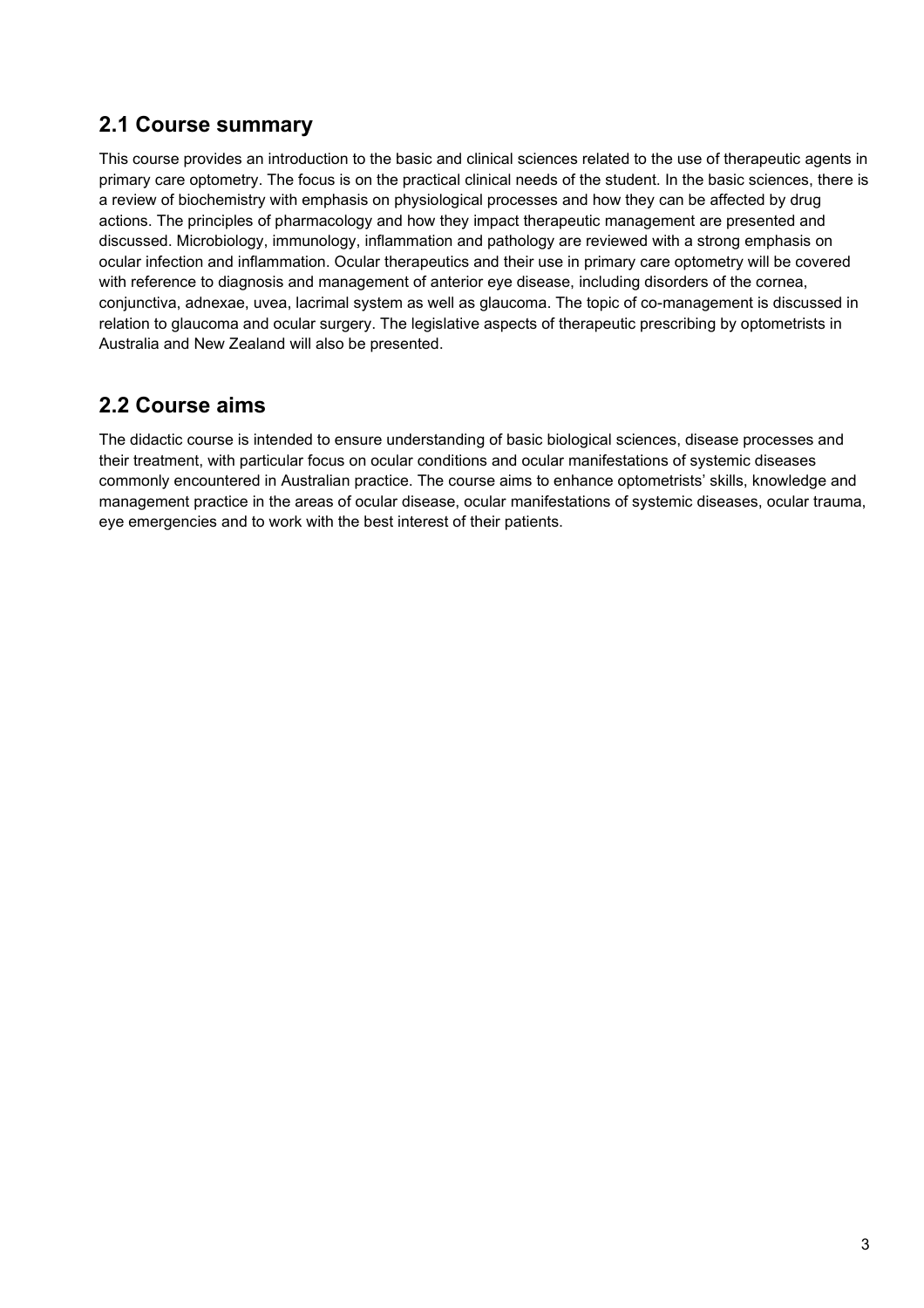## 2.1 Course summary

This course provides an introduction to the basic and clinical sciences related to the use of therapeutic agents in primary care optometry. The focus is on the practical clinical needs of the student. In the basic sciences, there is a review of biochemistry with emphasis on physiological processes and how they can be affected by drug actions. The principles of pharmacology and how they impact therapeutic management are presented and discussed. Microbiology, immunology, inflammation and pathology are reviewed with a strong emphasis on ocular infection and inflammation. Ocular therapeutics and their use in primary care optometry will be covered with reference to diagnosis and management of anterior eye disease, including disorders of the cornea, conjunctiva, adnexae, uvea, lacrimal system as well as glaucoma. The topic of co-management is discussed in relation to glaucoma and ocular surgery. The legislative aspects of therapeutic prescribing by optometrists in Australia and New Zealand will also be presented.

## 2.2 Course aims

The didactic course is intended to ensure understanding of basic biological sciences, disease processes and their treatment, with particular focus on ocular conditions and ocular manifestations of systemic diseases commonly encountered in Australian practice. The course aims to enhance optometrists' skills, knowledge and management practice in the areas of ocular disease, ocular manifestations of systemic diseases, ocular trauma, eye emergencies and to work with the best interest of their patients.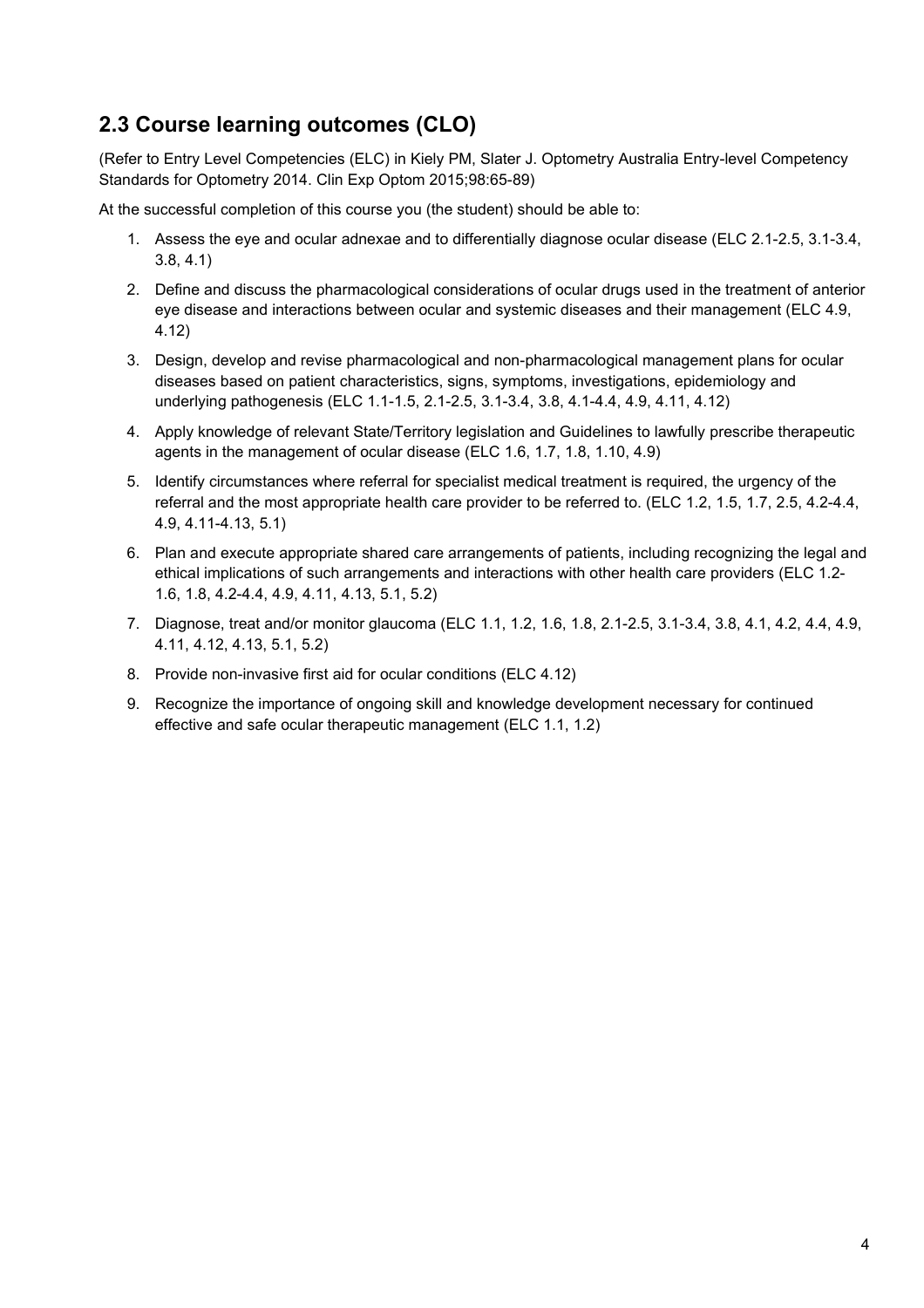## 2.3 Course learning outcomes (CLO)

(Refer to Entry Level Competencies (ELC) in Kiely PM, Slater J. Optometry Australia Entry-level Competency Standards for Optometry 2014. Clin Exp Optom 2015;98:65-89)

At the successful completion of this course you (the student) should be able to:

1. Assess the eye and ocular adnexae and to differentially diagnose ocular disease (ELC 2.1-2.5, 3.1-3.4, 3.8, 4.1)
2. Define and discuss the pharmacological considerations of ocular drugs used in the treatment of anterior eye disease and interactions between ocular and systemic diseases and their management (ELC 4.9, 4.12)
3. Design, develop and revise pharmacological and non-pharmacological management plans for ocular diseases based on patient characteristics, signs, symptoms, investigations, epidemiology and underlying pathogenesis (ELC 1.1-1.5, 2.1-2.5, 3.1-3.4, 3.8, 4.1-4.4, 4.9, 4.11, 4.12)
4. Apply knowledge of relevant State/Territory legislation and Guidelines to lawfully prescribe therapeutic agents in the management of ocular disease (ELC 1.6, 1.7, 1.8, 1.10, 4.9)
5. Identify circumstances where referral for specialist medical treatment is required, the urgency of the referral and the most appropriate health care provider to be referred to. (ELC 1.2, 1.5, 1.7, 2.5, 4.2-4.4, 4.9, 4.11-4.13, 5.1)
6. Plan and execute appropriate shared care arrangements of patients, including recognizing the legal and ethical implications of such arrangements and interactions with other health care providers (ELC 1.2-1.6, 1.8, 4.2-4.4, 4.9, 4.11, 4.13, 5.1, 5.2)
7. Diagnose, treat and/or monitor glaucoma (ELC 1.1, 1.2, 1.6, 1.8, 2.1-2.5, 3.1-3.4, 3.8, 4.1, 4.2, 4.4, 4.9, 4.11, 4.12, 4.13, 5.1, 5.2)
8. Provide non-invasive first aid for ocular conditions (ELC 4.12)
9. Recognize the importance of ongoing skill and knowledge development necessary for continued effective and safe ocular therapeutic management (ELC 1.1, 1.2)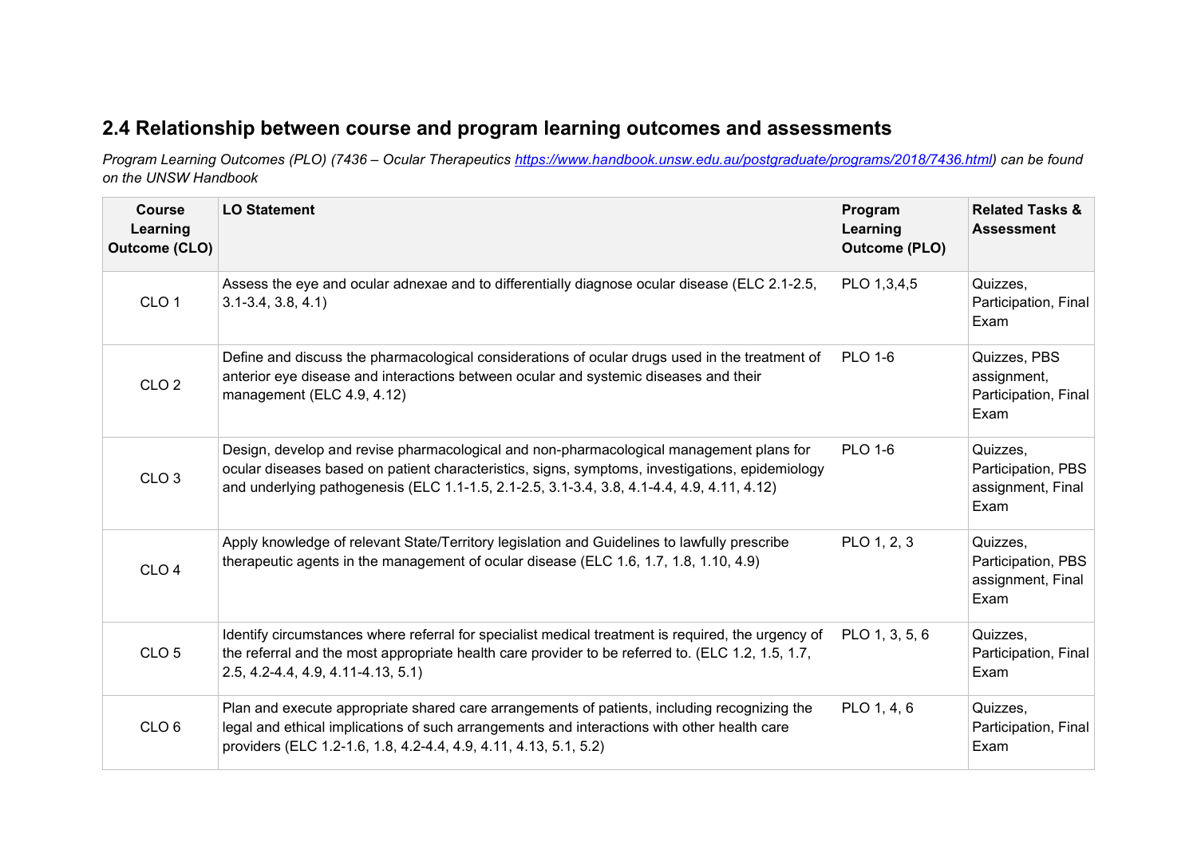## 2.4 Relationship between course and program learning outcomes and assessments

*Program Learning Outcomes (PLO) (7436 – Ocular Therapeutics [https://www.handbook.unsw.edu.au/postgraduate/programs/2018/7436.html](https://www.handbook.unsw.edu.au/postgraduate/programs/2018/7436.html)) can be found on the UNSW Handbook*

| Course Learning Outcome (CLO) | LO Statement | Program Learning Outcome (PLO) | Related Tasks & Assessment |
|---|---|---|---|
| CLO 1 | Assess the eye and ocular adnexae and to differentially diagnose ocular disease (ELC 2.1-2.5, 3.1-3.4, 3.8, 4.1) | PLO 1,3,4,5 | Quizzes, Participation, Final Exam |
| CLO 2 | Define and discuss the pharmacological considerations of ocular drugs used in the treatment of anterior eye disease and interactions between ocular and systemic diseases and their management (ELC 4.9, 4.12) | PLO 1-6 | Quizzes, PBS assignment, Participation, Final Exam |
| CLO 3 | Design, develop and revise pharmacological and non-pharmacological management plans for ocular diseases based on patient characteristics, signs, symptoms, investigations, epidemiology and underlying pathogenesis (ELC 1.1-1.5, 2.1-2.5, 3.1-3.4, 3.8, 4.1-4.4, 4.9, 4.11, 4.12) | PLO 1-6 | Quizzes, Participation, PBS assignment, Final Exam |
| CLO 4 | Apply knowledge of relevant State/Territory legislation and Guidelines to lawfully prescribe therapeutic agents in the management of ocular disease (ELC 1.6, 1.7, 1.8, 1.10, 4.9) | PLO 1, 2, 3 | Quizzes, Participation, PBS assignment, Final Exam |
| CLO 5 | Identify circumstances where referral for specialist medical treatment is required, the urgency of the referral and the most appropriate health care provider to be referred to. (ELC 1.2, 1.5, 1.7, 2.5, 4.2-4.4, 4.9, 4.11-4.13, 5.1) | PLO 1, 3, 5, 6 | Quizzes, Participation, Final Exam |
| CLO 6 | Plan and execute appropriate shared care arrangements of patients, including recognizing the legal and ethical implications of such arrangements and interactions with other health care providers (ELC 1.2-1.6, 1.8, 4.2-4.4, 4.9, 4.11, 4.13, 5.1, 5.2) | PLO 1, 4, 6 | Quizzes, Participation, Final Exam |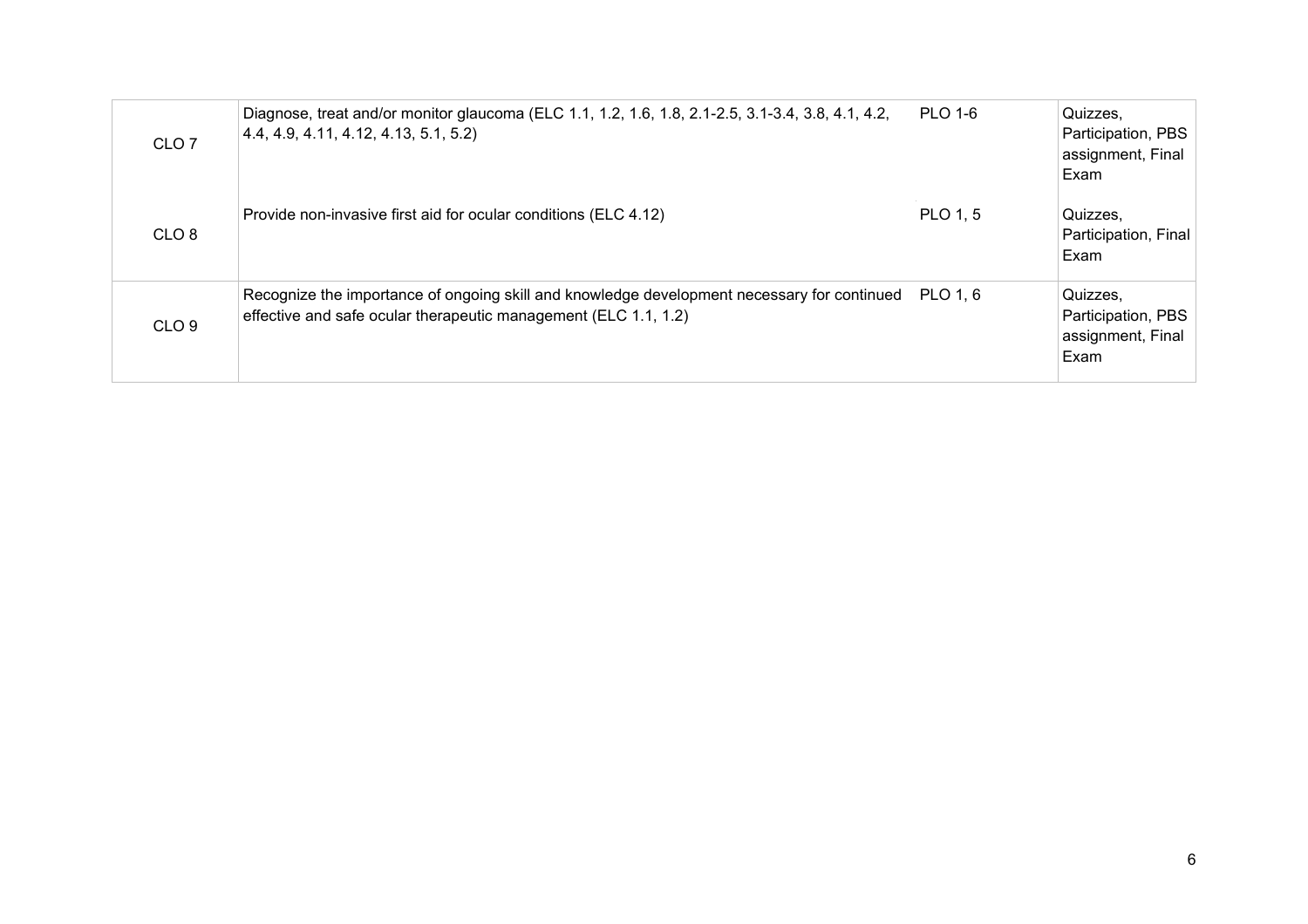| | | | |
|---|---|---|---|
| CLO 7 | Diagnose, treat and/or monitor glaucoma (ELC 1.1, 1.2, 1.6, 1.8, 2.1-2.5, 3.1-3.4, 3.8, 4.1, 4.2, 4.4, 4.9, 4.11, 4.12, 4.13, 5.1, 5.2) | PLO 1-6 | Quizzes, Participation, PBS assignment, Final Exam |
| CLO 8 | Provide non-invasive first aid for ocular conditions (ELC 4.12) | PLO 1, 5 | Quizzes, Participation, Final Exam |
| CLO 9 | Recognize the importance of ongoing skill and knowledge development necessary for continued effective and safe ocular therapeutic management (ELC 1.1, 1.2) | PLO 1, 6 | Quizzes, Participation, PBS assignment, Final Exam |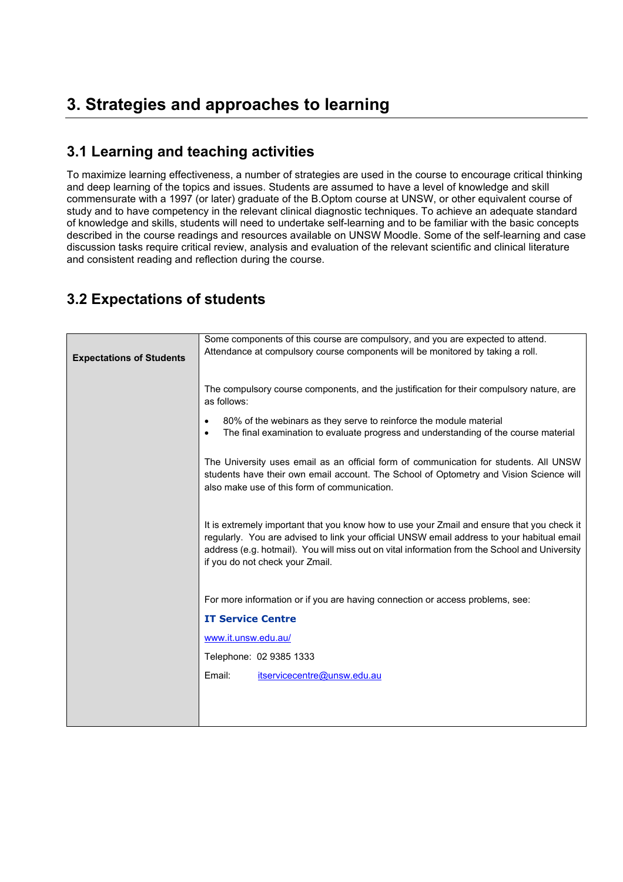# 3. Strategies and approaches to learning

## 3.1 Learning and teaching activities

To maximize learning effectiveness, a number of strategies are used in the course to encourage critical thinking and deep learning of the topics and issues. Students are assumed to have a level of knowledge and skill commensurate with a 1997 (or later) graduate of the B.Optom course at UNSW, or other equivalent course of study and to have competency in the relevant clinical diagnostic techniques. To achieve an adequate standard of knowledge and skills, students will need to undertake self-learning and to be familiar with the basic concepts described in the course readings and resources available on UNSW Moodle. Some of the self-learning and case discussion tasks require critical review, analysis and evaluation of the relevant scientific and clinical literature and consistent reading and reflection during the course.

## 3.2 Expectations of students

| **Expectations of Students** | Some components of this course are compulsory, and you are expected to attend. Attendance at compulsory course components will be monitored by taking a roll.<br><br>The compulsory course components, and the justification for their compulsory nature, are as follows:<br>• 80% of the webinars as they serve to reinforce the module material<br>• The final examination to evaluate progress and understanding of the course material<br><br>The University uses email as an official form of communication for students. All UNSW students have their own email account. The School of Optometry and Vision Science will also make use of this form of communication.<br><br>It is extremely important that you know how to use your Zmail and ensure that you check it regularly. You are advised to link your official UNSW email address to your habitual email address (e.g. hotmail). You will miss out on vital information from the School and University if you do not check your Zmail.<br><br>For more information or if you are having connection or access problems, see:<br>**IT Service Centre**<br>www.it.unsw.edu.au/<br>Telephone: 02 9385 1333<br>Email: itservicecentre@unsw.edu.au |
|---|---|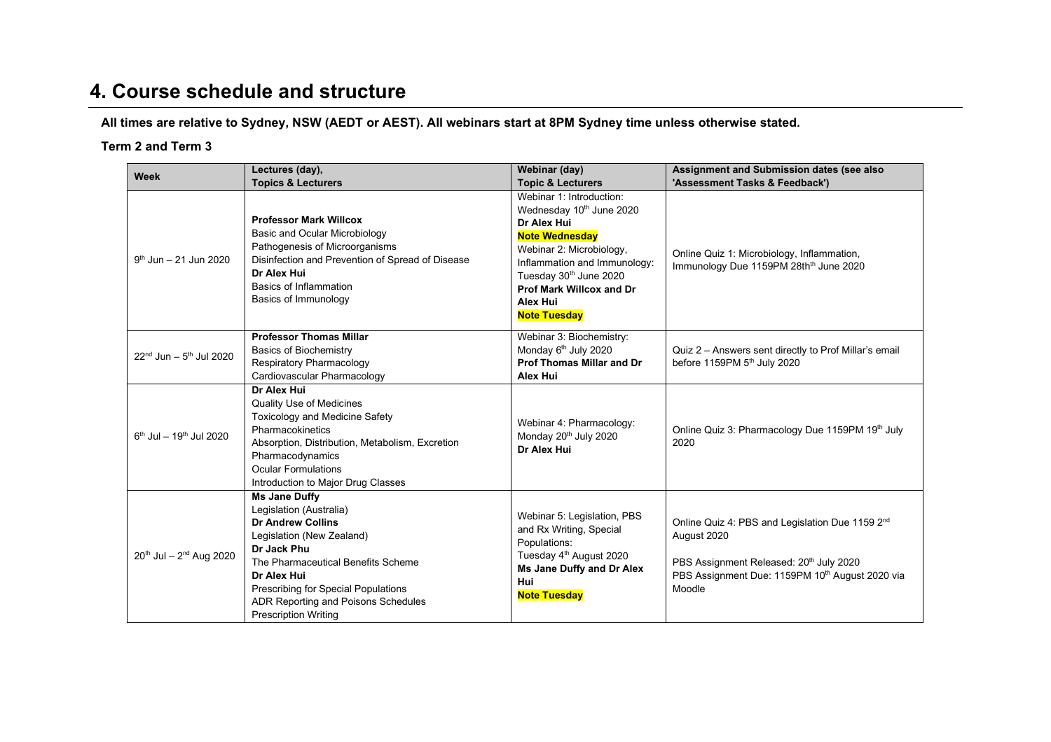# 4. Course schedule and structure

**All times are relative to Sydney, NSW (AEDT or AEST). All webinars start at 8PM Sydney time unless otherwise stated.**

**Term 2 and Term 3**

| Week | Lectures (day), Topics & Lecturers | Webinar (day) Topic & Lecturers | Assignment and Submission dates (see also 'Assessment Tasks & Feedback') |
|---|---|---|---|
| 9th Jun – 21 Jun 2020 | **Professor Mark Willcox**<br>Basic and Ocular Microbiology<br>Pathogenesis of Microorganisms<br>Disinfection and Prevention of Spread of Disease<br>**Dr Alex Hui**<br>Basics of Inflammation<br>Basics of Immunology | Webinar 1: Introduction: Wednesday 10th June 2020<br>**Dr Alex Hui**<br>**Note Wednesday**<br>Webinar 2: Microbiology, Inflammation and Immunology: Tuesday 30th June 2020<br>**Prof Mark Willcox and Dr Alex Hui**<br>**Note Tuesday** | Online Quiz 1: Microbiology, Inflammation, Immunology Due 1159PM 28thth June 2020 |
| 22nd Jun – 5th Jul 2020 | **Professor Thomas Millar**<br>Basics of Biochemistry<br>Respiratory Pharmacology<br>Cardiovascular Pharmacology | Webinar 3: Biochemistry: Monday 6th July 2020<br>**Prof Thomas Millar and Dr Alex Hui** | Quiz 2 – Answers sent directly to Prof Millar's email before 1159PM 5th July 2020 |
| 6th Jul – 19th Jul 2020 | **Dr Alex Hui**<br>Quality Use of Medicines<br>Toxicology and Medicine Safety<br>Pharmacokinetics<br>Absorption, Distribution, Metabolism, Excretion<br>Pharmacodynamics<br>Ocular Formulations<br>Introduction to Major Drug Classes | Webinar 4: Pharmacology: Monday 20th July 2020<br>**Dr Alex Hui** | Online Quiz 3: Pharmacology Due 1159PM 19th July 2020 |
| 20th Jul – 2nd Aug 2020 | **Ms Jane Duffy**<br>Legislation (Australia)<br>**Dr Andrew Collins**<br>Legislation (New Zealand)<br>**Dr Jack Phu**<br>The Pharmaceutical Benefits Scheme<br>**Dr Alex Hui**<br>Prescribing for Special Populations<br>ADR Reporting and Poisons Schedules<br>Prescription Writing | Webinar 5: Legislation, PBS and Rx Writing, Special Populations: Tuesday 4th August 2020<br>**Ms Jane Duffy and Dr Alex Hui**<br>**Note Tuesday** | Online Quiz 4: PBS and Legislation Due 1159 2nd August 2020<br><br>PBS Assignment Released: 20th July 2020<br>PBS Assignment Due: 1159PM 10th August 2020 via Moodle |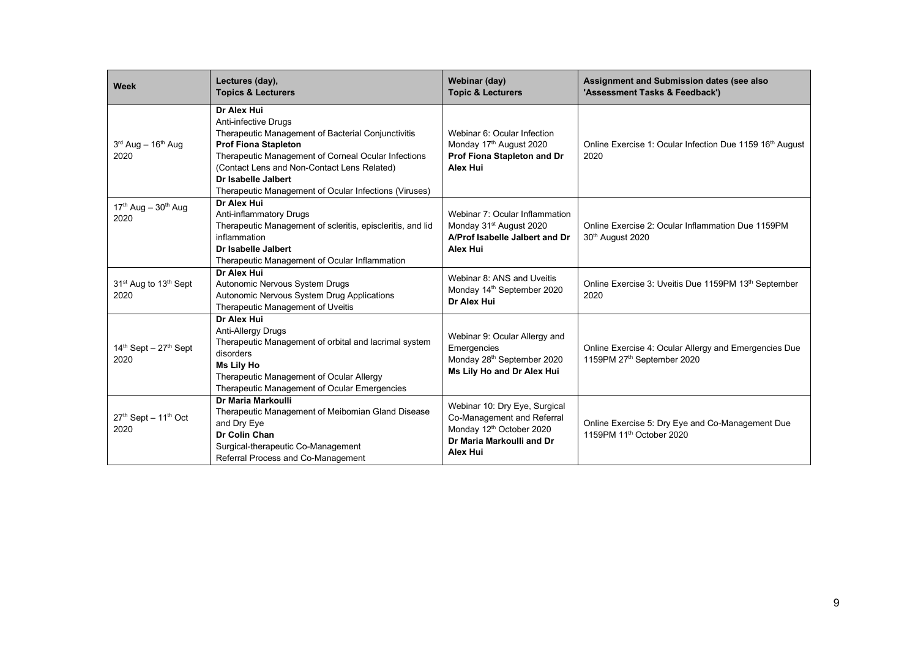| Week | Lectures (day), Topics & Lecturers | Webinar (day) Topic & Lecturers | Assignment and Submission dates (see also 'Assessment Tasks & Feedback') |
|---|---|---|---|
| 3rd Aug – 16th Aug 2020 | **Dr Alex Hui**<br>Anti-infective Drugs<br>Therapeutic Management of Bacterial Conjunctivitis<br>**Prof Fiona Stapleton**<br>Therapeutic Management of Corneal Ocular Infections (Contact Lens and Non-Contact Lens Related)<br>**Dr Isabelle Jalbert**<br>Therapeutic Management of Ocular Infections (Viruses) | Webinar 6: Ocular Infection<br>Monday 17th August 2020<br>**Prof Fiona Stapleton and Dr Alex Hui** | Online Exercise 1: Ocular Infection Due 1159 16th August 2020 |
| 17th Aug – 30th Aug 2020 | **Dr Alex Hui**<br>Anti-inflammatory Drugs<br>Therapeutic Management of scleritis, episcleritis, and lid inflammation<br>**Dr Isabelle Jalbert**<br>Therapeutic Management of Ocular Inflammation | Webinar 7: Ocular Inflammation<br>Monday 31st August 2020<br>**A/Prof Isabelle Jalbert and Dr Alex Hui** | Online Exercise 2: Ocular Inflammation Due 1159PM 30th August 2020 |
| 31st Aug to 13th Sept 2020 | **Dr Alex Hui**<br>Autonomic Nervous System Drugs<br>Autonomic Nervous System Drug Applications<br>Therapeutic Management of Uveitis | Webinar 8: ANS and Uveitis<br>Monday 14th September 2020<br>**Dr Alex Hui** | Online Exercise 3: Uveitis Due 1159PM 13th September 2020 |
| 14th Sept – 27th Sept 2020 | **Dr Alex Hui**<br>Anti-Allergy Drugs<br>Therapeutic Management of orbital and lacrimal system disorders<br>**Ms Lily Ho**<br>Therapeutic Management of Ocular Allergy<br>Therapeutic Management of Ocular Emergencies | Webinar 9: Ocular Allergy and Emergencies<br>Monday 28th September 2020<br>**Ms Lily Ho and Dr Alex Hui** | Online Exercise 4: Ocular Allergy and Emergencies Due 1159PM 27th September 2020 |
| 27th Sept – 11th Oct 2020 | **Dr Maria Markoulli**<br>Therapeutic Management of Meibomian Gland Disease and Dry Eye<br>**Dr Colin Chan**<br>Surgical-therapeutic Co-Management<br>Referral Process and Co-Management | Webinar 10: Dry Eye, Surgical Co-Management and Referral<br>Monday 12th October 2020<br>**Dr Maria Markoulli and Dr Alex Hui** | Online Exercise 5: Dry Eye and Co-Management Due 1159PM 11th October 2020 |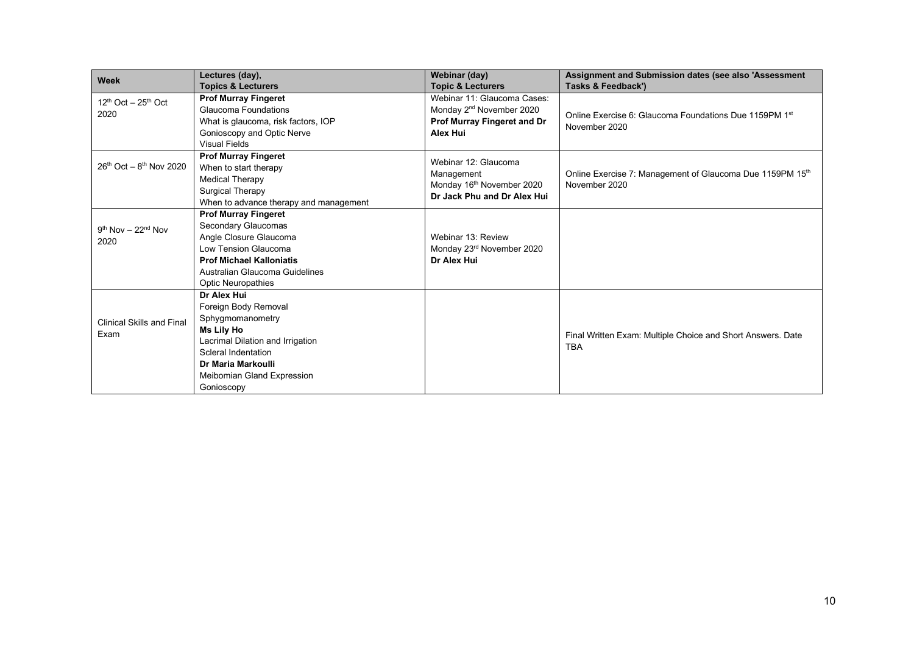| Week | Lectures (day), Topics & Lecturers | Webinar (day) Topic & Lecturers | Assignment and Submission dates (see also 'Assessment Tasks & Feedback') |
|---|---|---|---|
| 12th Oct – 25th Oct 2020 | **Prof Murray Fingeret**<br>Glaucoma Foundations<br>What is glaucoma, risk factors, IOP<br>Gonioscopy and Optic Nerve<br>Visual Fields | Webinar 11: Glaucoma Cases:<br>Monday 2nd November 2020<br>**Prof Murray Fingeret and Dr Alex Hui** | Online Exercise 6: Glaucoma Foundations Due 1159PM 1st November 2020 |
| 26th Oct – 8th Nov 2020 | **Prof Murray Fingeret**<br>When to start therapy<br>Medical Therapy<br>Surgical Therapy<br>When to advance therapy and management | Webinar 12: Glaucoma Management<br>Monday 16th November 2020<br>**Dr Jack Phu and Dr Alex Hui** | Online Exercise 7: Management of Glaucoma Due 1159PM 15th November 2020 |
| 9th Nov – 22nd Nov 2020 | **Prof Murray Fingeret**<br>Secondary Glaucomas<br>Angle Closure Glaucoma<br>Low Tension Glaucoma<br>**Prof Michael Kalloniatis**<br>Australian Glaucoma Guidelines<br>Optic Neuropathies | Webinar 13: Review<br>Monday 23rd November 2020<br>**Dr Alex Hui** | |
| Clinical Skills and Final Exam | **Dr Alex Hui**<br>Foreign Body Removal<br>Sphygmomanometry<br>**Ms Lily Ho**<br>Lacrimal Dilation and Irrigation<br>Scleral Indentation<br>**Dr Maria Markoulli**<br>Meibomian Gland Expression<br>Gonioscopy | | Final Written Exam: Multiple Choice and Short Answers. Date TBA |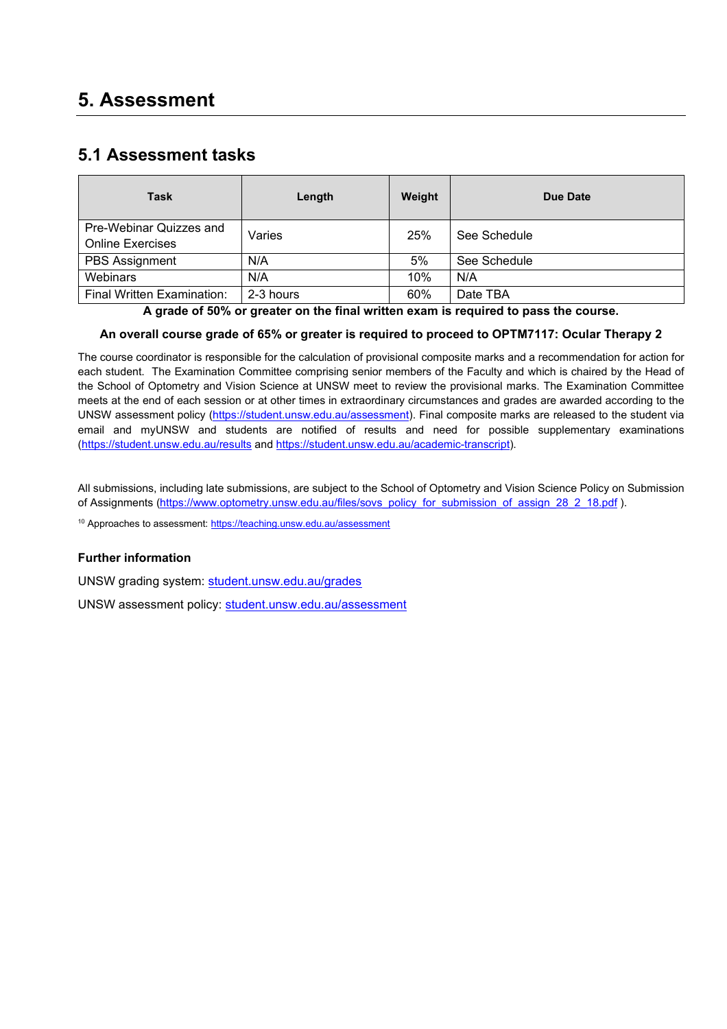# 5. Assessment

## 5.1 Assessment tasks

| Task | Length | Weight | Due Date |
|---|---|---|---|
| Pre-Webinar Quizzes and Online Exercises | Varies | 25% | See Schedule |
| PBS Assignment | N/A | 5% | See Schedule |
| Webinars | N/A | 10% | N/A |
| Final Written Examination: | 2-3 hours | 60% | Date TBA |

**A grade of 50% or greater on the final written exam is required to pass the course.**

**An overall course grade of 65% or greater is required to proceed to OPTM7117: Ocular Therapy 2**

The course coordinator is responsible for the calculation of provisional composite marks and a recommendation for action for each student. The Examination Committee comprising senior members of the Faculty and which is chaired by the Head of the School of Optometry and Vision Science at UNSW meet to review the provisional marks. The Examination Committee meets at the end of each session or at other times in extraordinary circumstances and grades are awarded according to the UNSW assessment policy (https://student.unsw.edu.au/assessment). Final composite marks are released to the student via email and myUNSW and students are notified of results and need for possible supplementary examinations (https://student.unsw.edu.au/results and https://student.unsw.edu.au/academic-transcript).

All submissions, including late submissions, are subject to the School of Optometry and Vision Science Policy on Submission of Assignments (https://www.optometry.unsw.edu.au/files/sovs_policy_for_submission_of_assign_28_2_18.pdf ).

[10] Approaches to assessment: https://teaching.unsw.edu.au/assessment

### Further information

UNSW grading system: student.unsw.edu.au/grades

UNSW assessment policy: student.unsw.edu.au/assessment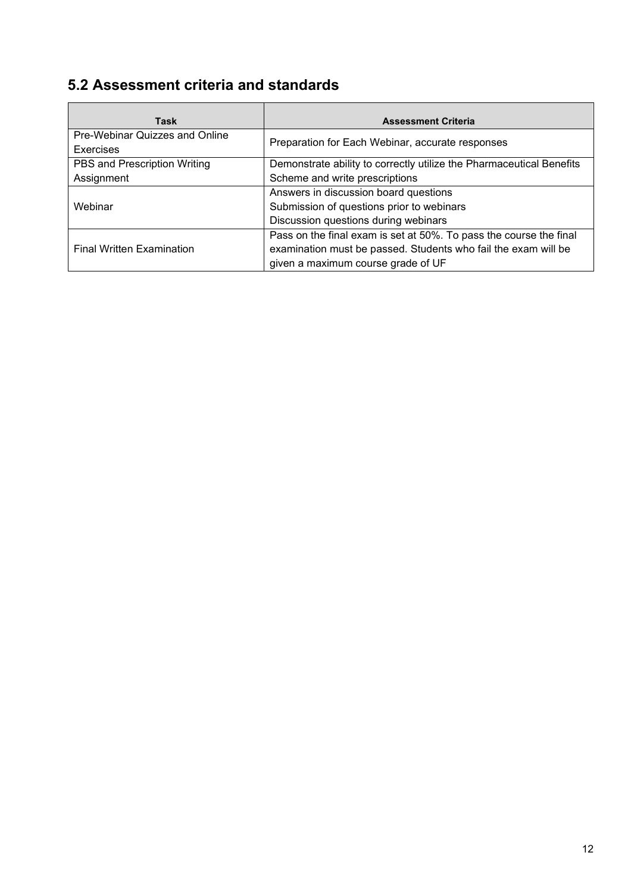## 5.2 Assessment criteria and standards

| Task | Assessment Criteria |
|---|---|
| Pre-Webinar Quizzes and Online Exercises | Preparation for Each Webinar, accurate responses |
| PBS and Prescription Writing Assignment | Demonstrate ability to correctly utilize the Pharmaceutical Benefits Scheme and write prescriptions |
| Webinar | Answers in discussion board questions<br>Submission of questions prior to webinars<br>Discussion questions during webinars |
| Final Written Examination | Pass on the final exam is set at 50%. To pass the course the final examination must be passed. Students who fail the exam will be given a maximum course grade of UF |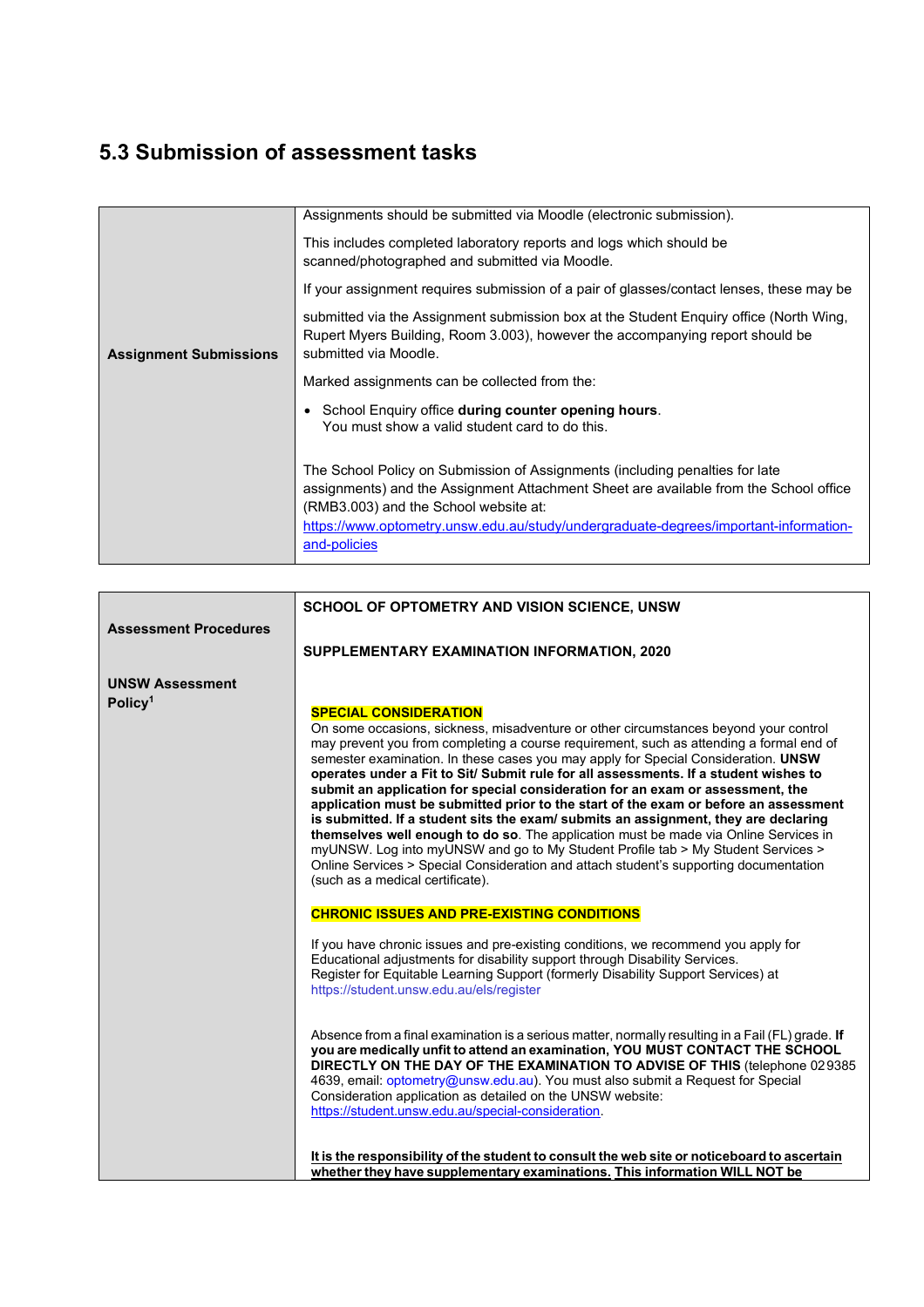## 5.3 Submission of assessment tasks

| | |
|---|---|
| **Assignment Submissions** | Assignments should be submitted via Moodle (electronic submission).<br><br>This includes completed laboratory reports and logs which should be scanned/photographed and submitted via Moodle.<br><br>If your assignment requires submission of a pair of glasses/contact lenses, these may be<br><br>submitted via the Assignment submission box at the Student Enquiry office (North Wing, Rupert Myers Building, Room 3.003), however the accompanying report should be submitted via Moodle.<br><br>Marked assignments can be collected from the:<br><br>• School Enquiry office **during counter opening hours**. You must show a valid student card to do this.<br><br>The School Policy on Submission of Assignments (including penalties for late assignments) and the Assignment Attachment Sheet are available from the School office (RMB3.003) and the School website at: https://www.optometry.unsw.edu.au/study/undergraduate-degrees/important-information-and-policies |

| | |
|---|---|
| **Assessment Procedures**<br><br>**UNSW Assessment Policy**[1] | **SCHOOL OF OPTOMETRY AND VISION SCIENCE, UNSW**<br><br>**SUPPLEMENTARY EXAMINATION INFORMATION, 2020**<br><br>**SPECIAL CONSIDERATION**<br>On some occasions, sickness, misadventure or other circumstances beyond your control may prevent you from completing a course requirement, such as attending a formal end of semester examination. In these cases you may apply for Special Consideration. **UNSW operates under a Fit to Sit/ Submit rule for all assessments. If a student wishes to submit an application for special consideration for an exam or assessment, the application must be submitted prior to the start of the exam or before an assessment is submitted. If a student sits the exam/ submits an assignment, they are declaring themselves well enough to do so**. The application must be made via Online Services in myUNSW. Log into myUNSW and go to My Student Profile tab > My Student Services > Online Services > Special Consideration and attach student's supporting documentation (such as a medical certificate).<br><br>**CHRONIC ISSUES AND PRE-EXISTING CONDITIONS**<br><br>If you have chronic issues and pre-existing conditions, we recommend you apply for Educational adjustments for disability support through Disability Services. Register for Equitable Learning Support (formerly Disability Support Services) at https://student.unsw.edu.au/els/register<br><br>Absence from a final examination is a serious matter, normally resulting in a Fail (FL) grade. **If you are medically unfit to attend an examination, YOU MUST CONTACT THE SCHOOL DIRECTLY ON THE DAY OF THE EXAMINATION TO ADVISE OF THIS** (telephone 02 9385 4639, email: optometry@unsw.edu.au). You must also submit a Request for Special Consideration application as detailed on the UNSW website: https://student.unsw.edu.au/special-consideration.<br><br>**It is the responsibility of the student to consult the web site or noticeboard to ascertain whether they have supplementary examinations. This information WILL NOT be** |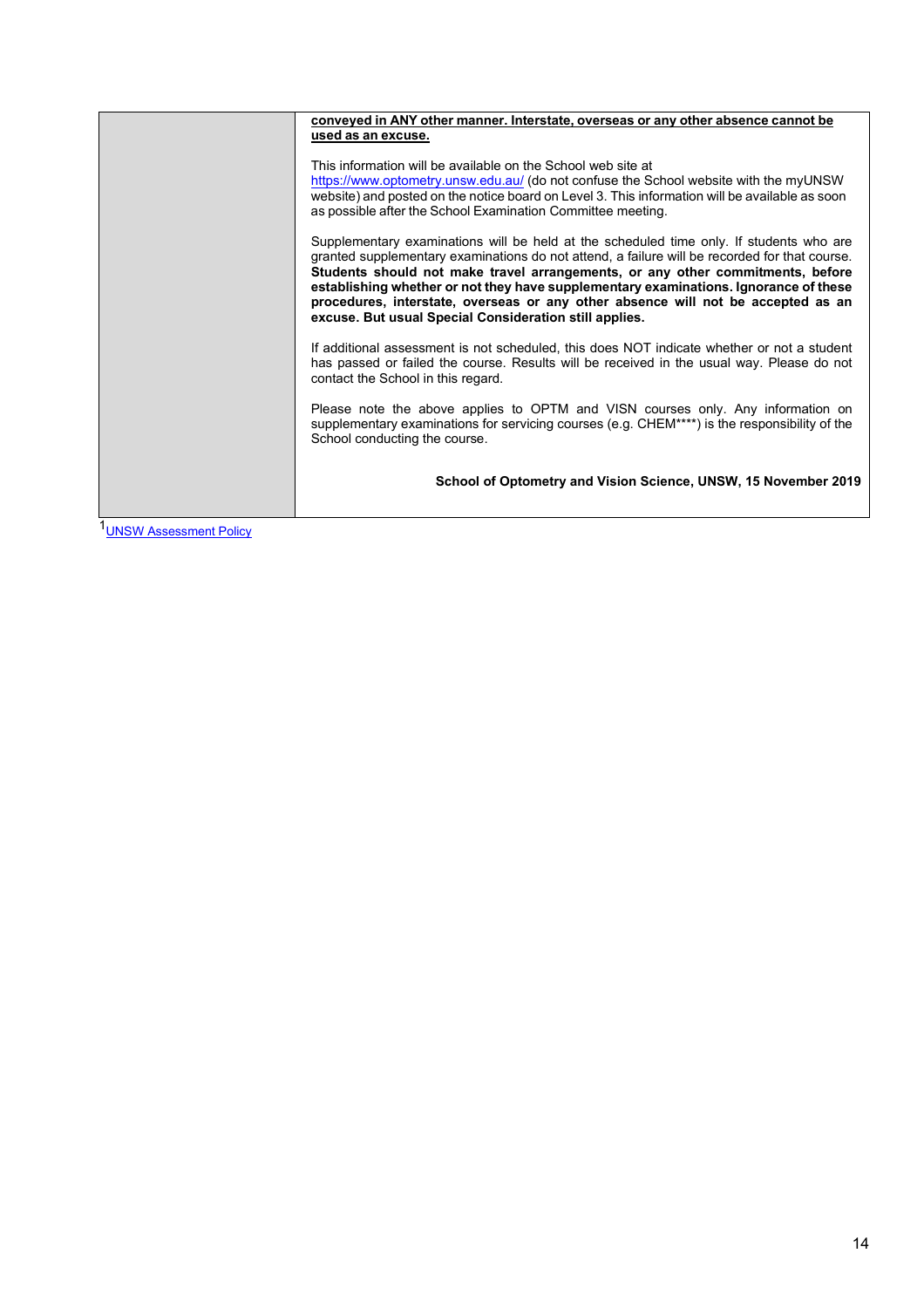| | **conveyed in ANY other manner. Interstate, overseas or any other absence cannot be used as an excuse.**<br><br>This information will be available on the School web site at https://www.optometry.unsw.edu.au/ (do not confuse the School website with the myUNSW website) and posted on the notice board on Level 3. This information will be available as soon as possible after the School Examination Committee meeting.<br><br>Supplementary examinations will be held at the scheduled time only. If students who are granted supplementary examinations do not attend, a failure will be recorded for that course. **Students should not make travel arrangements, or any other commitments, before establishing whether or not they have supplementary examinations. Ignorance of these procedures, interstate, overseas or any other absence will not be accepted as an excuse. But usual Special Consideration still applies.**<br><br>If additional assessment is not scheduled, this does NOT indicate whether or not a student has passed or failed the course. Results will be received in the usual way. Please do not contact the School in this regard.<br><br>Please note the above applies to OPTM and VISN courses only. Any information on supplementary examinations for servicing courses (e.g. CHEM****) is the responsibility of the School conducting the course.<br><br>**School of Optometry and Vision Science, UNSW, 15 November 2019** |
|---|---|

[1] UNSW Assessment Policy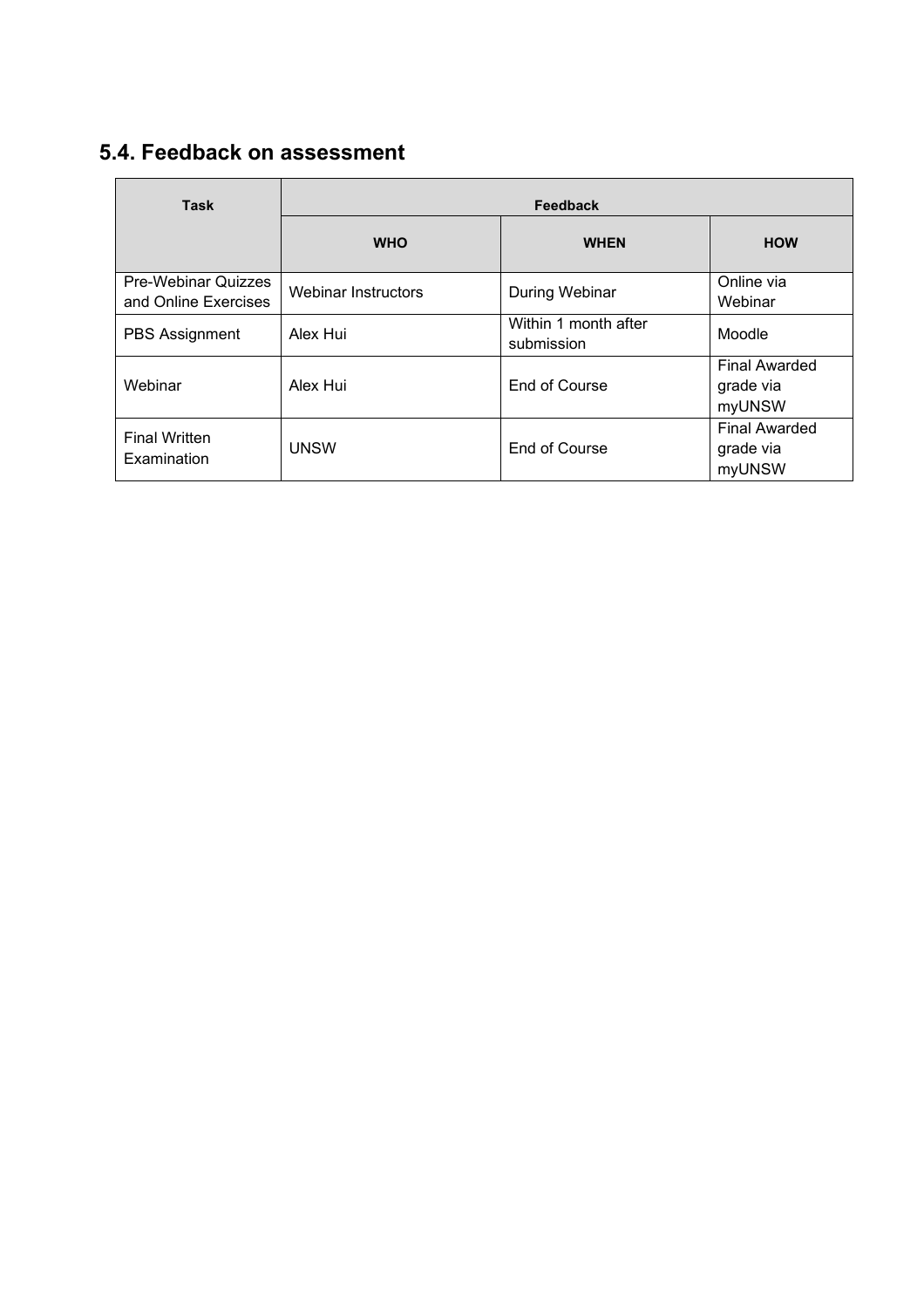## 5.4. Feedback on assessment

| Task | Feedback | | |
| --- | --- | --- | --- |
| | **WHO** | **WHEN** | **HOW** |
| Pre-Webinar Quizzes and Online Exercises | Webinar Instructors | During Webinar | Online via Webinar |
| PBS Assignment | Alex Hui | Within 1 month after submission | Moodle |
| Webinar | Alex Hui | End of Course | Final Awarded grade via myUNSW |
| Final Written Examination | UNSW | End of Course | Final Awarded grade via myUNSW |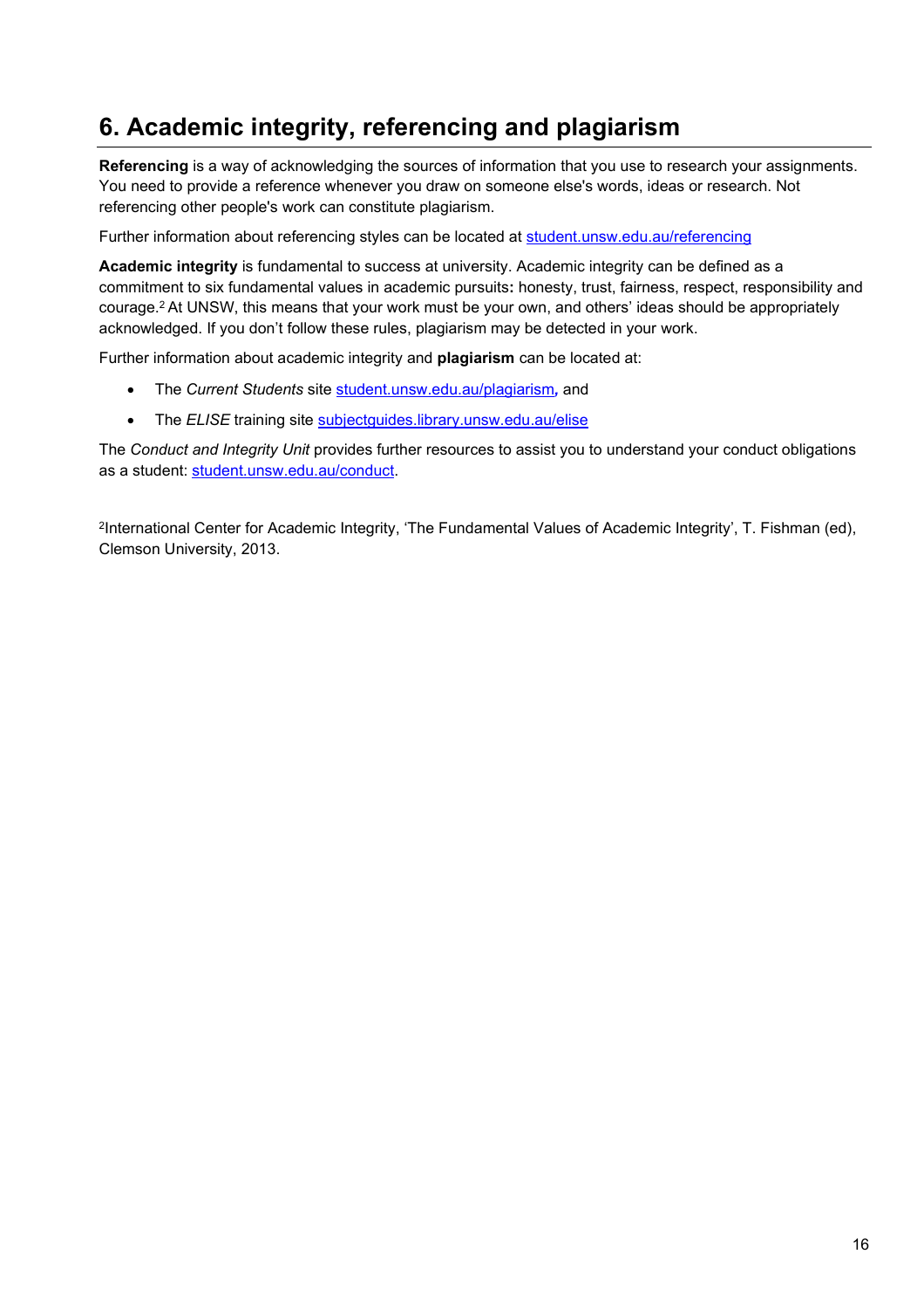# 6. Academic integrity, referencing and plagiarism

**Referencing** is a way of acknowledging the sources of information that you use to research your assignments. You need to provide a reference whenever you draw on someone else's words, ideas or research. Not referencing other people's work can constitute plagiarism.

Further information about referencing styles can be located at student.unsw.edu.au/referencing

**Academic integrity** is fundamental to success at university. Academic integrity can be defined as a commitment to six fundamental values in academic pursuits**:** honesty, trust, fairness, respect, responsibility and courage.[2] At UNSW, this means that your work must be your own, and others' ideas should be appropriately acknowledged. If you don't follow these rules, plagiarism may be detected in your work.

Further information about academic integrity and **plagiarism** can be located at:

- The *Current Students* site student.unsw.edu.au/plagiarism*,* and
- The *ELISE* training site subjectguides.library.unsw.edu.au/elise

The *Conduct and Integrity Unit* provides further resources to assist you to understand your conduct obligations as a student: student.unsw.edu.au/conduct.

[2]International Center for Academic Integrity, 'The Fundamental Values of Academic Integrity', T. Fishman (ed), Clemson University, 2013.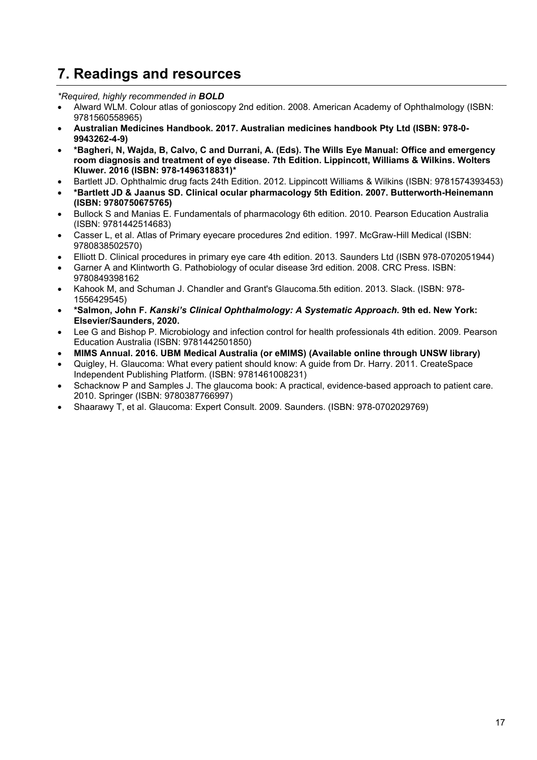## 7. Readings and resources

*\*Required, highly recommended in **BOLD***

- Alward WLM. Colour atlas of gonioscopy 2nd edition. 2008. American Academy of Ophthalmology (ISBN: 9781560558965)
- **Australian Medicines Handbook. 2017. Australian medicines handbook Pty Ltd (ISBN: 978-0-9943262-4-9)**
- **\*Bagheri, N, Wajda, B, Calvo, C and Durrani, A. (Eds). The Wills Eye Manual: Office and emergency room diagnosis and treatment of eye disease. 7th Edition. Lippincott, Williams & Wilkins. Wolters Kluwer. 2016 (ISBN: 978-1496318831)\***
- Bartlett JD. Ophthalmic drug facts 24th Edition. 2012. Lippincott Williams & Wilkins (ISBN: 9781574393453)
- **\*Bartlett JD & Jaanus SD. Clinical ocular pharmacology 5th Edition. 2007. Butterworth-Heinemann (ISBN: 9780750675765)**
- Bullock S and Manias E. Fundamentals of pharmacology 6th edition. 2010. Pearson Education Australia (ISBN: 9781442514683)
- Casser L, et al. Atlas of Primary eyecare procedures 2nd edition. 1997. McGraw-Hill Medical (ISBN: 9780838502570)
- Elliott D. Clinical procedures in primary eye care 4th edition. 2013. Saunders Ltd (ISBN 978-0702051944)
- Garner A and Klintworth G. Pathobiology of ocular disease 3rd edition. 2008. CRC Press. ISBN: 9780849398162
- Kahook M, and Schuman J. Chandler and Grant's Glaucoma.5th edition. 2013. Slack. (ISBN: 978-1556429545)
- **\*Salmon, John F. *Kanski's Clinical Ophthalmology: A Systematic Approach.* 9th ed. New York: Elsevier/Saunders, 2020.**
- Lee G and Bishop P. Microbiology and infection control for health professionals 4th edition. 2009. Pearson Education Australia (ISBN: 9781442501850)
- **MIMS Annual. 2016. UBM Medical Australia (or eMIMS) (Available online through UNSW library)**
- Quigley, H. Glaucoma: What every patient should know: A guide from Dr. Harry. 2011. CreateSpace Independent Publishing Platform. (ISBN: 9781461008231)
- Schacknow P and Samples J. The glaucoma book: A practical, evidence-based approach to patient care. 2010. Springer (ISBN: 9780387766997)
- Shaarawy T, et al. Glaucoma: Expert Consult. 2009. Saunders. (ISBN: 978-0702029769)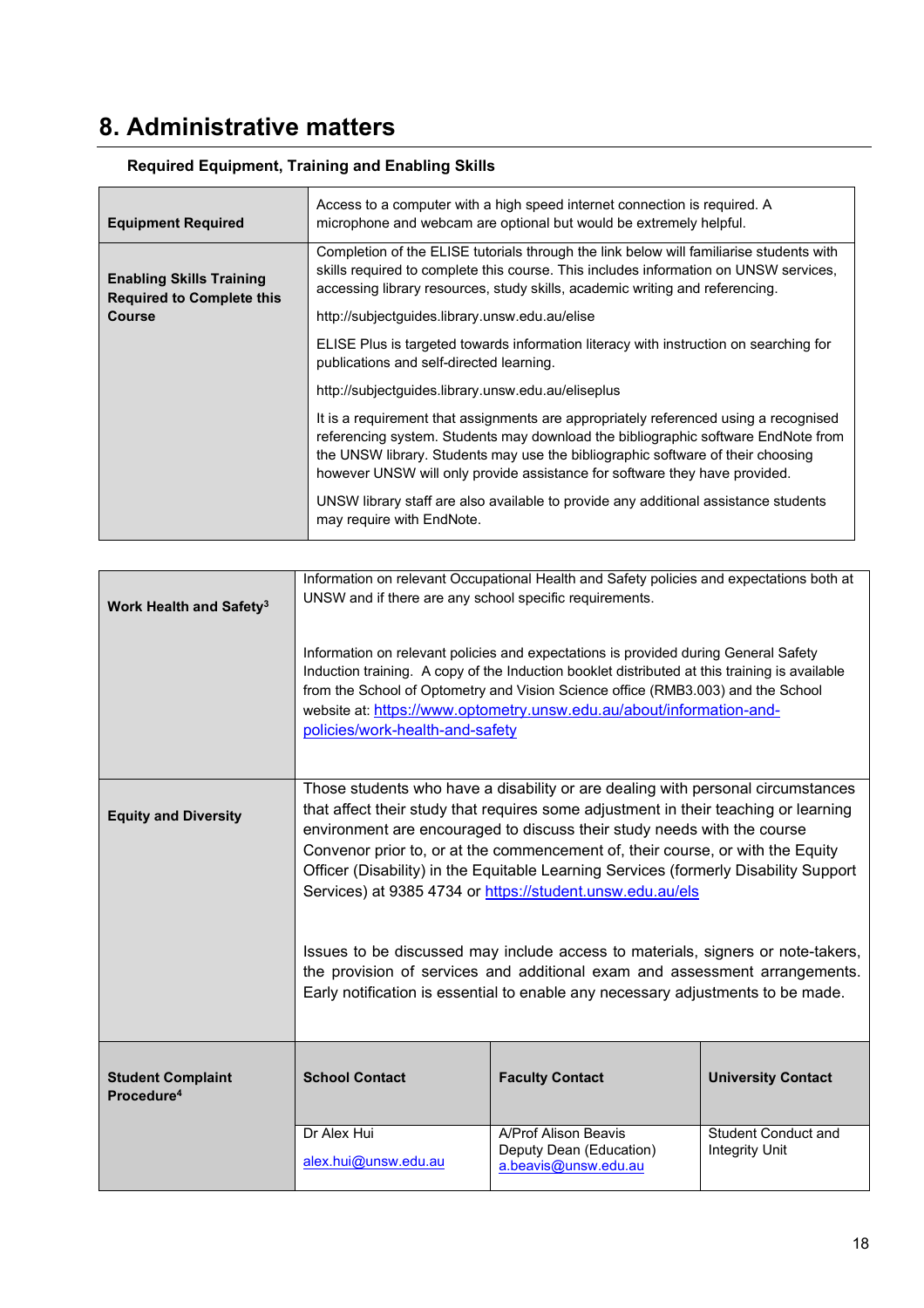# 8. Administrative matters

### Required Equipment, Training and Enabling Skills

| | |
|---|---|
| **Equipment Required** | Access to a computer with a high speed internet connection is required. A microphone and webcam are optional but would be extremely helpful. |
| **Enabling Skills Training Required to Complete this Course** | Completion of the ELISE tutorials through the link below will familiarise students with skills required to complete this course. This includes information on UNSW services, accessing library resources, study skills, academic writing and referencing.<br><br>http://subjectguides.library.unsw.edu.au/elise<br><br>ELISE Plus is targeted towards information literacy with instruction on searching for publications and self-directed learning.<br><br>http://subjectguides.library.unsw.edu.au/eliseplus<br><br>It is a requirement that assignments are appropriately referenced using a recognised referencing system. Students may download the bibliographic software EndNote from the UNSW library. Students may use the bibliographic software of their choosing however UNSW will only provide assistance for software they have provided.<br><br>UNSW library staff are also available to provide any additional assistance students may require with EndNote. |

| | | | |
|---|---|---|---|
| **Work Health and Safety**[3] | Information on relevant Occupational Health and Safety policies and expectations both at UNSW and if there are any school specific requirements.<br><br>Information on relevant policies and expectations is provided during General Safety Induction training. A copy of the Induction booklet distributed at this training is available from the School of Optometry and Vision Science office (RMB3.003) and the School website at: https://www.optometry.unsw.edu.au/about/information-and-policies/work-health-and-safety | | |
| **Equity and Diversity** | Those students who have a disability or are dealing with personal circumstances that affect their study that requires some adjustment in their teaching or learning environment are encouraged to discuss their study needs with the course Convenor prior to, or at the commencement of, their course, or with the Equity Officer (Disability) in the Equitable Learning Services (formerly Disability Support Services) at 9385 4734 or https://student.unsw.edu.au/els<br><br>Issues to be discussed may include access to materials, signers or note-takers, the provision of services and additional exam and assessment arrangements. Early notification is essential to enable any necessary adjustments to be made. | | |
| **Student Complaint Procedure**[4] | **School Contact** | **Faculty Contact** | **University Contact** |
| | Dr Alex Hui<br>alex.hui@unsw.edu.au | A/Prof Alison Beavis<br>Deputy Dean (Education)<br>a.beavis@unsw.edu.au | Student Conduct and Integrity Unit |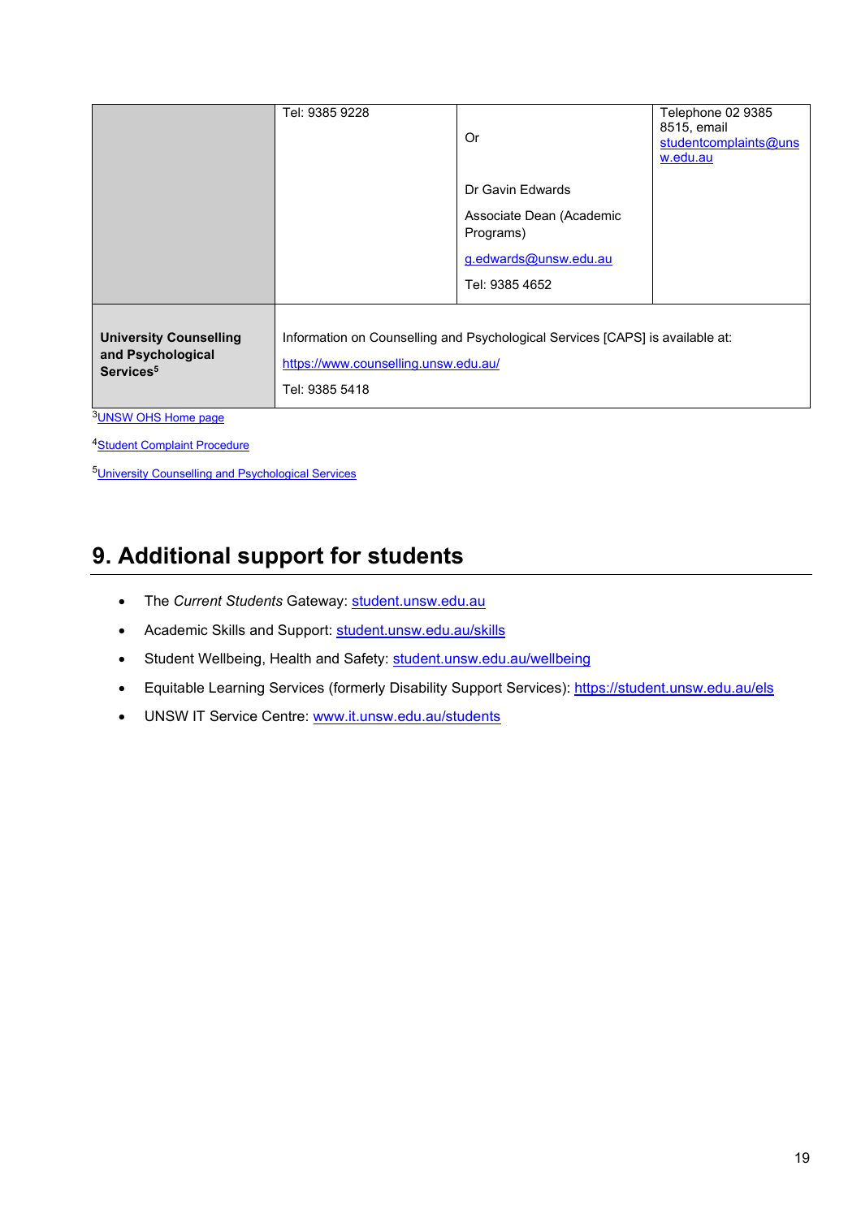| | | | |
|---|---|---|---|
| | Tel: 9385 9228 | Or<br><br>Dr Gavin Edwards<br><br>Associate Dean (Academic Programs)<br><br>g.edwards@unsw.edu.au<br><br>Tel: 9385 4652 | Telephone 02 9385 8515, email studentcomplaints@unsw.edu.au |
| **University Counselling and Psychological Services[5]** | Information on Counselling and Psychological Services [CAPS] is available at:<br><br>https://www.counselling.unsw.edu.au/<br><br>Tel: 9385 5418 | | |

[3]UNSW OHS Home page

[4]Student Complaint Procedure

[5]University Counselling and Psychological Services

## 9. Additional support for students

- The *Current Students* Gateway: student.unsw.edu.au
- Academic Skills and Support: student.unsw.edu.au/skills
- Student Wellbeing, Health and Safety: student.unsw.edu.au/wellbeing
- Equitable Learning Services (formerly Disability Support Services): https://student.unsw.edu.au/els
- UNSW IT Service Centre: www.it.unsw.edu.au/students